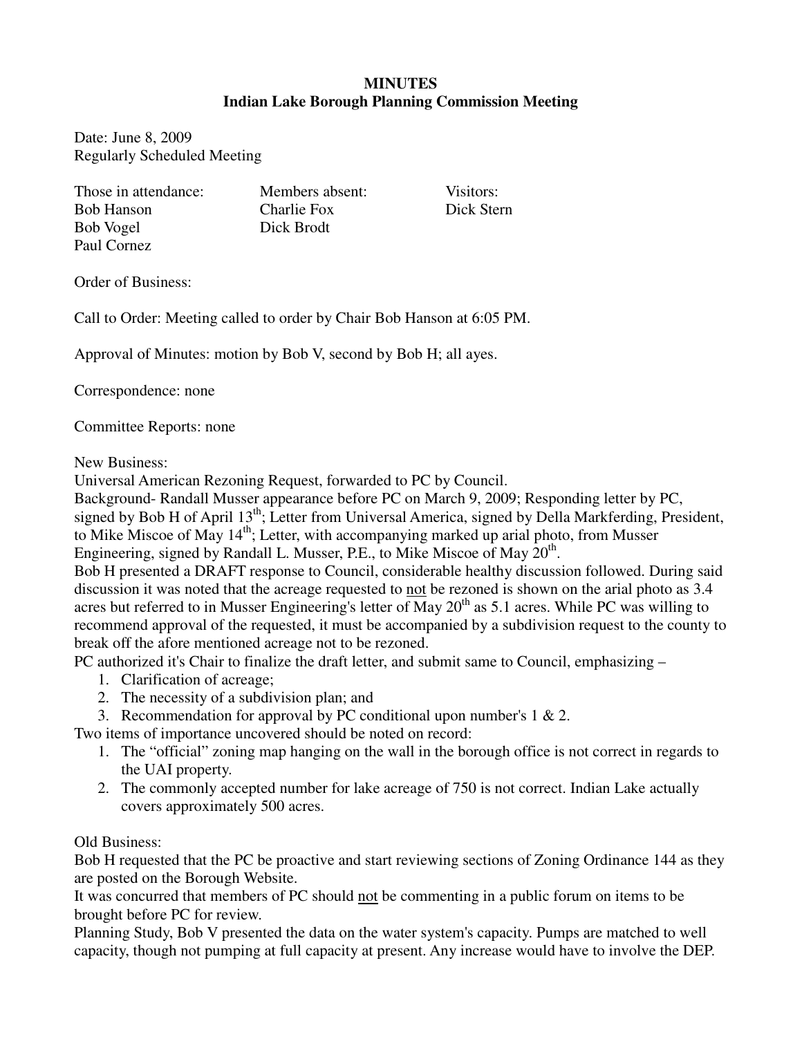# MINUTES
## Indian Lake Borough Planning Commission Meeting

Date: June 8, 2009
Regularly Scheduled Meeting

| Those in attendance: | Members absent: | Visitors: |
| --- | --- | --- |
| Bob Hanson | Charlie Fox | Dick Stern |
| Bob Vogel | Dick Brodt | |
| Paul Cornez | | |

Order of Business:

Call to Order: Meeting called to order by Chair Bob Hanson at 6:05 PM.

Approval of Minutes: motion by Bob V, second by Bob H; all ayes.

Correspondence: none

Committee Reports: none

New Business:
Universal American Rezoning Request, forwarded to PC by Council.
Background- Randall Musser appearance before PC on March 9, 2009; Responding letter by PC, signed by Bob H of April 13th; Letter from Universal America, signed by Della Markferding, President, to Mike Miscoe of May 14th; Letter, with accompanying marked up arial photo, from Musser Engineering, signed by Randall L. Musser, P.E., to Mike Miscoe of May 20th.
Bob H presented a DRAFT response to Council, considerable healthy discussion followed. During said discussion it was noted that the acreage requested to <u>not</u> be rezoned is shown on the arial photo as 3.4 acres but referred to in Musser Engineering's letter of May 20th as 5.1 acres. While PC was willing to recommend approval of the requested, it must be accompanied by a subdivision request to the county to break off the afore mentioned acreage not to be rezoned.
PC authorized it's Chair to finalize the draft letter, and submit same to Council, emphasizing –

1. Clarification of acreage;
2. The necessity of a subdivision plan; and
3. Recommendation for approval by PC conditional upon number's 1 & 2.

Two items of importance uncovered should be noted on record:

1. The "official" zoning map hanging on the wall in the borough office is not correct in regards to the UAI property.
2. The commonly accepted number for lake acreage of 750 is not correct. Indian Lake actually covers approximately 500 acres.

Old Business:
Bob H requested that the PC be proactive and start reviewing sections of Zoning Ordinance 144 as they are posted on the Borough Website.
It was concurred that members of PC should <u>not</u> be commenting in a public forum on items to be brought before PC for review.
Planning Study, Bob V presented the data on the water system's capacity. Pumps are matched to well capacity, though not pumping at full capacity at present. Any increase would have to involve the DEP.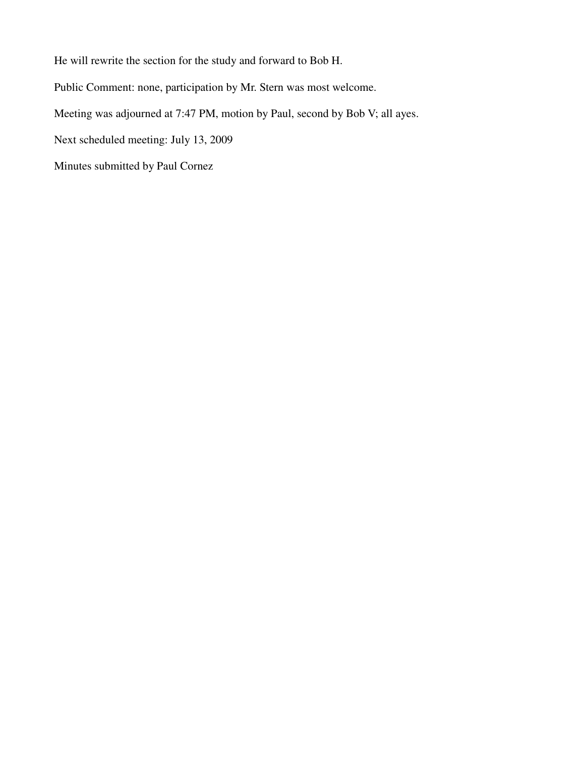He will rewrite the section for the study and forward to Bob H.

Public Comment: none, participation by Mr. Stern was most welcome.

Meeting was adjourned at 7:47 PM, motion by Paul, second by Bob V; all ayes.

Next scheduled meeting: July 13, 2009

Minutes submitted by Paul Cornez